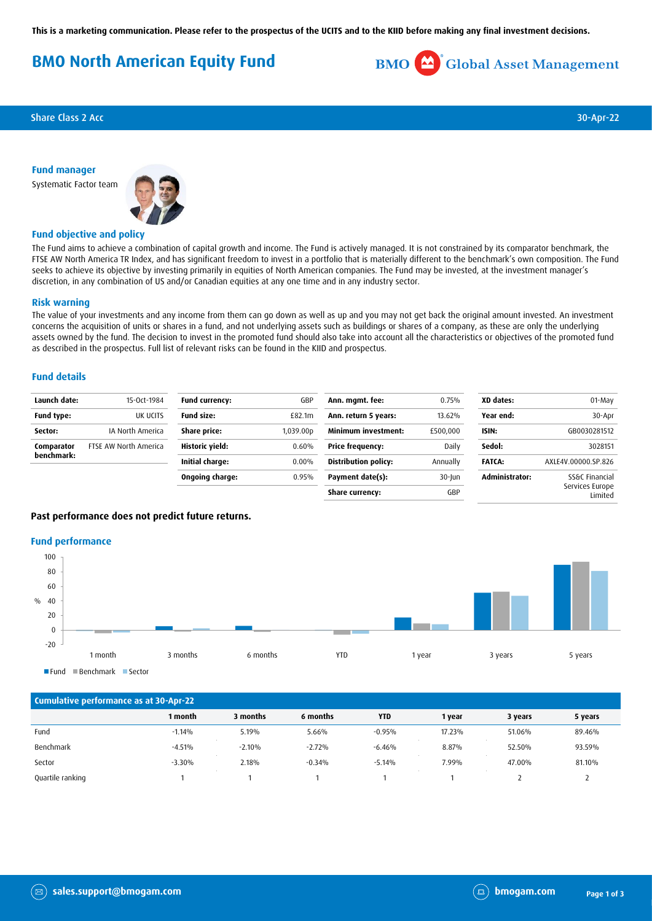This is a marketing communication. Please refer to the prospectus of the UCITS and to the KIID before making any final investment decisions.

# BMO North American Equity Fund

BMO Global Asset Management

Share Class 2 Acc | 30-Apr-22

### Fund manager

Systematic Factor team

### Fund objective and policy

The Fund aims to achieve a combination of capital growth and income. The Fund is actively managed. It is not constrained by its comparator benchmark, the FTSE AW North America TR Index, and has significant freedom to invest in a portfolio that is materially different to the benchmark's own composition. The Fund seeks to achieve its objective by investing primarily in equities of North American companies. The Fund may be invested, at the investment manager's discretion, in any combination of US and/or Canadian equities at any one time and in any industry sector.

### Risk warning

The value of your investments and any income from them can go down as well as up and you may not get back the original amount invested. An investment concerns the acquisition of units or shares in a fund, and not underlying assets such as buildings or shares of a company, as these are only the underlying assets owned by the fund. The decision to invest in the promoted fund should also take into account all the characteristics or objectives of the promoted fund as described in the prospectus. Full list of relevant risks can be found in the KIID and prospectus.

### Fund details

| | |
|---|---|
| **Launch date:** | 15-Oct-1984 |
| **Fund type:** | UK UCITS |
| **Sector:** | IA North America |
| **Comparator benchmark:** | FTSE AW North America |
| **Fund currency:** | GBP |
| **Fund size:** | £82.1m |
| **Share price:** | 1,039.00p |
| **Historic yield:** | 0.60% |
| **Initial charge:** | 0.00% |
| **Ongoing charge:** | 0.95% |
| **Ann. mgmt. fee:** | 0.75% |
| **Ann. return 5 years:** | 13.62% |
| **Minimum investment:** | £500,000 |
| **Price frequency:** | Daily |
| **Distribution policy:** | Annually |
| **Payment date(s):** | 30-Jun |
| **Share currency:** | GBP |
| **XD dates:** | 01-May |
| **Year end:** | 30-Apr |
| **ISIN:** | GB0030281512 |
| **Sedol:** | 3028151 |
| **FATCA:** | AXLE4V.00000.SP.826 |
| **Administrator:** | SS&C Financial Services Europe Limited |

**Past performance does not predict future returns.**

### Fund performance

■ Fund ■ Benchmark ■ Sector

### Cumulative performance as at 30-Apr-22

| | 1 month | 3 months | 6 months | YTD | 1 year | 3 years | 5 years |
|---|---|---|---|---|---|---|---|
| Fund | -1.14% | 5.19% | 5.66% | -0.95% | 17.23% | 51.06% | 89.46% |
| Benchmark | -4.51% | -2.10% | -2.72% | -6.46% | 8.87% | 52.50% | 93.59% |
| Sector | -3.30% | 2.18% | -0.34% | -5.14% | 7.99% | 47.00% | 81.10% |
| Quartile ranking | 1 | 1 | 1 | 1 | 1 | 2 | 2 |

sales.support@bmogam.com | bmogam.com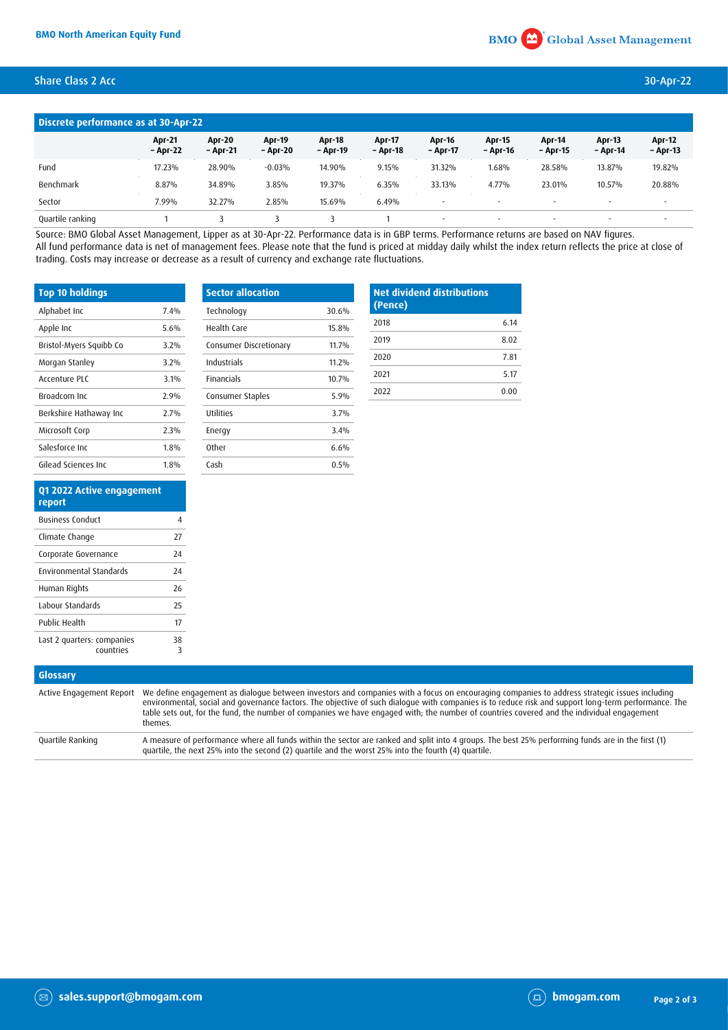## Discrete performance as at 30-Apr-22

| | Apr-21 – Apr-22 | Apr-20 – Apr-21 | Apr-19 – Apr-20 | Apr-18 – Apr-19 | Apr-17 – Apr-18 | Apr-16 – Apr-17 | Apr-15 – Apr-16 | Apr-14 – Apr-15 | Apr-13 – Apr-14 | Apr-12 – Apr-13 |
|---|---|---|---|---|---|---|---|---|---|---|
| Fund | 17.23% | 28.90% | -0.03% | 14.90% | 9.15% | 31.32% | 1.68% | 28.58% | 13.87% | 19.82% |
| Benchmark | 8.87% | 34.89% | 3.85% | 19.37% | 6.35% | 33.13% | 4.77% | 23.01% | 10.57% | 20.88% |
| Sector | 7.99% | 32.27% | 2.85% | 15.69% | 6.49% | - | - | - | - | - |
| Quartile ranking | 1 | 3 | 3 | 3 | 1 | - | - | - | - | - |

Source: BMO Global Asset Management, Lipper as at 30-Apr-22. Performance data is in GBP terms. Performance returns are based on NAV figures.
All fund performance data is net of management fees. Please note that the fund is priced at midday daily whilst the index return reflects the price at close of trading. Costs may increase or decrease as a result of currency and exchange rate fluctuations.

## Top 10 holdings

| Top 10 holdings | |
|---|---|
| Alphabet Inc | 7.4% |
| Apple Inc | 5.6% |
| Bristol-Myers Squibb Co | 3.2% |
| Morgan Stanley | 3.2% |
| Accenture PLC | 3.1% |
| Broadcom Inc | 2.9% |
| Berkshire Hathaway Inc | 2.7% |
| Microsoft Corp | 2.3% |
| Salesforce Inc | 1.8% |
| Gilead Sciences Inc | 1.8% |

## Sector allocation

| Sector allocation | |
|---|---|
| Technology | 30.6% |
| Health Care | 15.8% |
| Consumer Discretionary | 11.7% |
| Industrials | 11.2% |
| Financials | 10.7% |
| Consumer Staples | 5.9% |
| Utilities | 3.7% |
| Energy | 3.4% |
| Other | 6.6% |
| Cash | 0.5% |

## Net dividend distributions (Pence)

| Year | Pence |
|---|---|
| 2018 | 6.14 |
| 2019 | 8.02 |
| 2020 | 7.81 |
| 2021 | 5.17 |
| 2022 | 0.00 |

## Q1 2022 Active engagement report

| Q1 2022 Active engagement report | |
|---|---|
| Business Conduct | 4 |
| Climate Change | 27 |
| Corporate Governance | 24 |
| Environmental Standards | 24 |
| Human Rights | 26 |
| Labour Standards | 25 |
| Public Health | 17 |
| Last 2 quarters: companies | 38 |
| countries | 3 |

## Glossary

| Term | Definition |
|---|---|
| Active Engagement Report | We define engagement as dialogue between investors and companies with a focus on encouraging companies to address strategic issues including environmental, social and governance factors. The objective of such dialogue with companies is to reduce risk and support long-term performance. The table sets out, for the fund, the number of companies we have engaged with; the number of countries covered and the individual engagement themes. |
| Quartile Ranking | A measure of performance where all funds within the sector are ranked and split into 4 groups. The best 25% performing funds are in the first (1) quartile, the next 25% into the second (2) quartile and the worst 25% into the fourth (4) quartile. |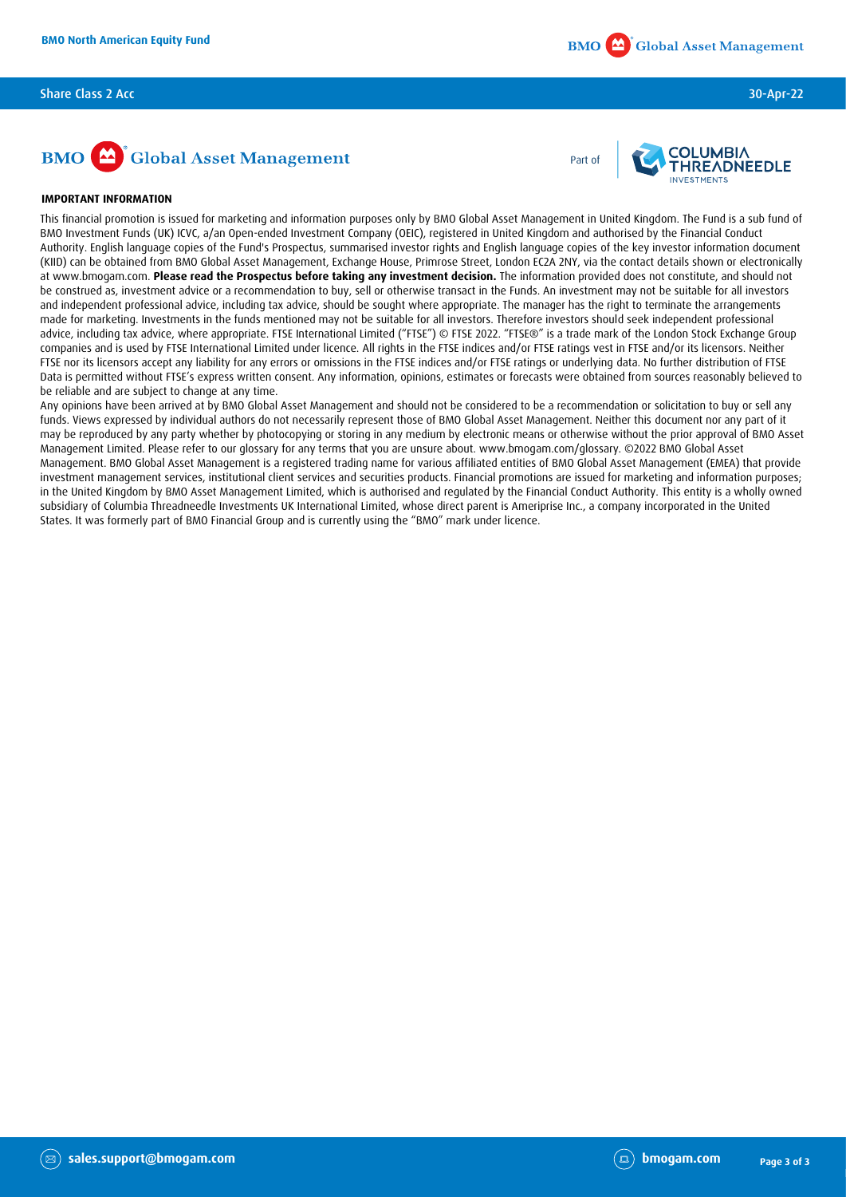## IMPORTANT INFORMATION

This financial promotion is issued for marketing and information purposes only by BMO Global Asset Management in United Kingdom. The Fund is a sub fund of BMO Investment Funds (UK) ICVC, a/an Open-ended Investment Company (OEIC), registered in United Kingdom and authorised by the Financial Conduct Authority. English language copies of the Fund's Prospectus, summarised investor rights and English language copies of the key investor information document (KIID) can be obtained from BMO Global Asset Management, Exchange House, Primrose Street, London EC2A 2NY, via the contact details shown or electronically at www.bmogam.com. **Please read the Prospectus before taking any investment decision.** The information provided does not constitute, and should not be construed as, investment advice or a recommendation to buy, sell or otherwise transact in the Funds. An investment may not be suitable for all investors and independent professional advice, including tax advice, should be sought where appropriate. The manager has the right to terminate the arrangements made for marketing. Investments in the funds mentioned may not be suitable for all investors. Therefore investors should seek independent professional advice, including tax advice, where appropriate. FTSE International Limited ("FTSE") © FTSE 2022. "FTSE®" is a trade mark of the London Stock Exchange Group companies and is used by FTSE International Limited under licence. All rights in the FTSE indices and/or FTSE ratings vest in FTSE and/or its licensors. Neither FTSE nor its licensors accept any liability for any errors or omissions in the FTSE indices and/or FTSE ratings or underlying data. No further distribution of FTSE Data is permitted without FTSE's express written consent. Any information, opinions, estimates or forecasts were obtained from sources reasonably believed to be reliable and are subject to change at any time.

Any opinions have been arrived at by BMO Global Asset Management and should not be considered to be a recommendation or solicitation to buy or sell any funds. Views expressed by individual authors do not necessarily represent those of BMO Global Asset Management. Neither this document nor any part of it may be reproduced by any party whether by photocopying or storing in any medium by electronic means or otherwise without the prior approval of BMO Asset Management Limited. Please refer to our glossary for any terms that you are unsure about. www.bmogam.com/glossary. ©2022 BMO Global Asset Management. BMO Global Asset Management is a registered trading name for various affiliated entities of BMO Global Asset Management (EMEA) that provide investment management services, institutional client services and securities products. Financial promotions are issued for marketing and information purposes; in the United Kingdom by BMO Asset Management Limited, which is authorised and regulated by the Financial Conduct Authority. This entity is a wholly owned subsidiary of Columbia Threadneedle Investments UK International Limited, whose direct parent is Ameriprise Inc., a company incorporated in the United States. It was formerly part of BMO Financial Group and is currently using the "BMO" mark under licence.